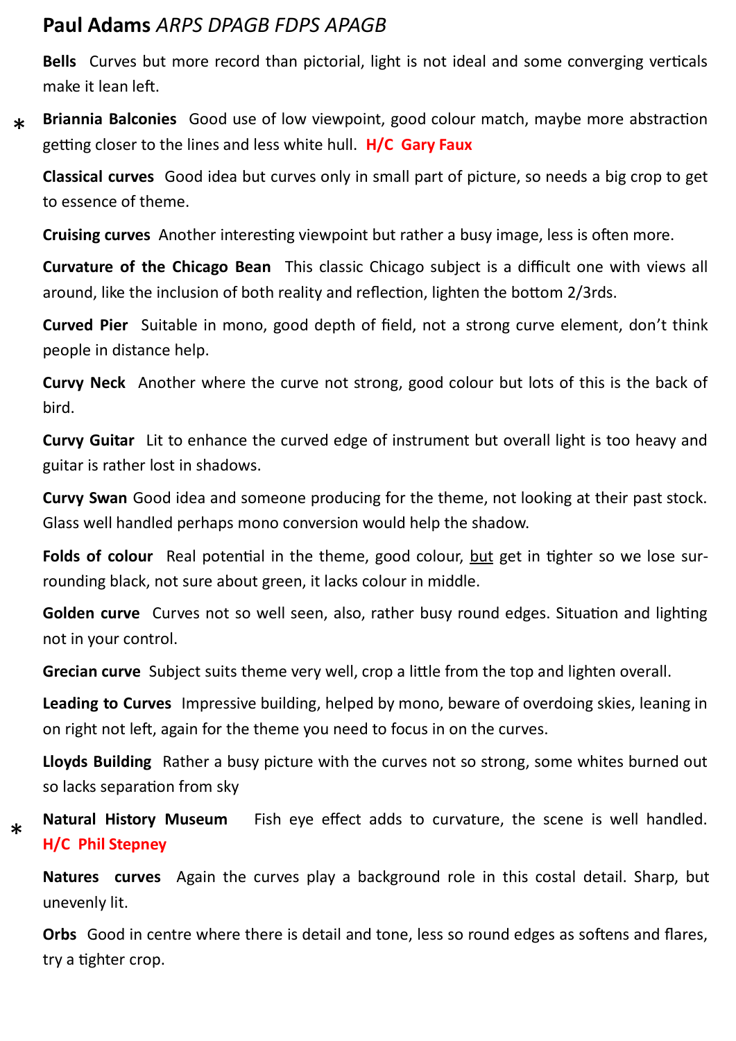## **Paul Adams** *ARPS DPAGB FDPS APAGB*

**Bells** Curves but more record than pictorial, light is not ideal and some converging verticals make it lean left.

\* **Briannia Balconies** Good use of low viewpoint, good colour match, maybe more abstraction getting closer to the lines and less white hull. **H/C Gary Faux**

**Classical curves** Good idea but curves only in small part of picture, so needs a big crop to get to essence of theme.

**Cruising curves** Another interesting viewpoint but rather a busy image, less is often more.

**Curvature of the Chicago Bean** This classic Chicago subject is a difficult one with views all around, like the inclusion of both reality and reflection, lighten the bottom 2/3rds.

**Curved Pier** Suitable in mono, good depth of field, not a strong curve element, don't think people in distance help.

**Curvy Neck** Another where the curve not strong, good colour but lots of this is the back of bird.

**Curvy Guitar** Lit to enhance the curved edge of instrument but overall light is too heavy and guitar is rather lost in shadows.

**Curvy Swan** Good idea and someone producing for the theme, not looking at their past stock. Glass well handled perhaps mono conversion would help the shadow.

**Folds of colour** Real potential in the theme, good colour, <u>but</u> get in tighter so we lose surrounding black, not sure about green, it lacks colour in middle.

**Golden curve** Curves not so well seen, also, rather busy round edges. Situation and lighting not in your control.

**Grecian curve** Subject suits theme very well, crop a little from the top and lighten overall.

**Leading to Curves** Impressive building, helped by mono, beware of overdoing skies, leaning in on right not left, again for the theme you need to focus in on the curves.

**Lloyds Building** Rather a busy picture with the curves not so strong, some whites burned out so lacks separation from sky

\* **Natural History Museum** Fish eye effect adds to curvature, the scene is well handled. **H/C Phil Stepney**

**Natures curves** Again the curves play a background role in this costal detail. Sharp, but unevenly lit.

**Orbs** Good in centre where there is detail and tone, less so round edges as softens and flares, try a tighter crop.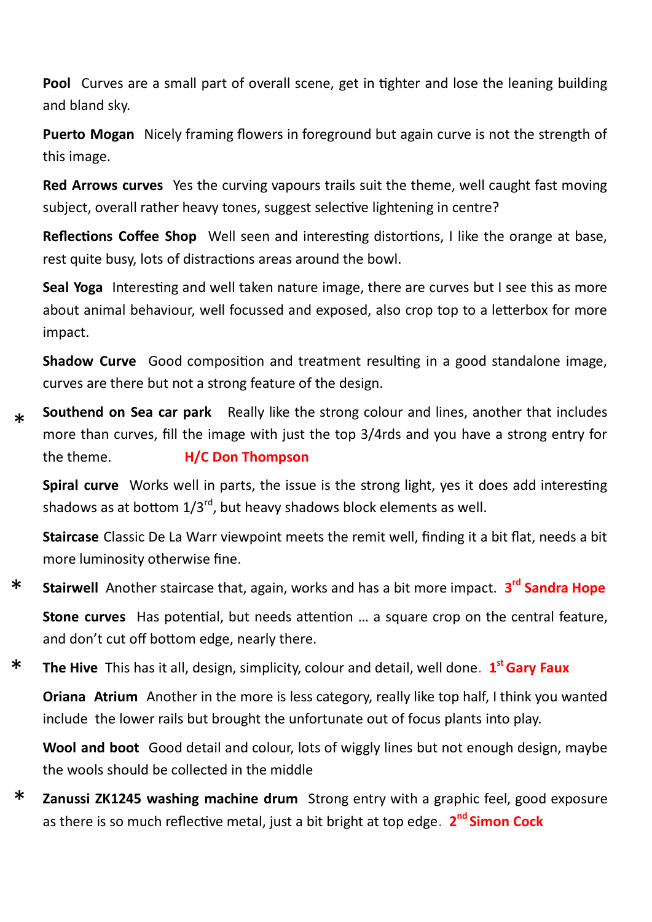**Pool** Curves are a small part of overall scene, get in tighter and lose the leaning building and bland sky.

**Puerto Mogan** Nicely framing flowers in foreground but again curve is not the strength of this image.

**Red Arrows curves** Yes the curving vapours trails suit the theme, well caught fast moving subject, overall rather heavy tones, suggest selective lightening in centre?

**Reflections Coffee Shop** Well seen and interesting distortions, I like the orange at base, rest quite busy, lots of distractions areas around the bowl.

**Seal Yoga** Interesting and well taken nature image, there are curves but I see this as more about animal behaviour, well focussed and exposed, also crop top to a letterbox for more impact.

**Shadow Curve** Good composition and treatment resulting in a good standalone image, curves are there but not a strong feature of the design.

\* **Southend on Sea car park** Really like the strong colour and lines, another that includes more than curves, fill the image with just the top 3/4rds and you have a strong entry for the theme. **H/C Don Thompson**

**Spiral curve** Works well in parts, the issue is the strong light, yes it does add interesting shadows as at bottom 1/3rd, but heavy shadows block elements as well.

**Staircase** Classic De La Warr viewpoint meets the remit well, finding it a bit flat, needs a bit more luminosity otherwise fine.

\* **Stairwell** Another staircase that, again, works and has a bit more impact. **3rd Sandra Hope**

**Stone curves** Has potential, but needs attention … a square crop on the central feature, and don't cut off bottom edge, nearly there.

\* **The Hive** This has it all, design, simplicity, colour and detail, well done. **1st Gary Faux**

**Oriana Atrium** Another in the more is less category, really like top half, I think you wanted include the lower rails but brought the unfortunate out of focus plants into play.

**Wool and boot** Good detail and colour, lots of wiggly lines but not enough design, maybe the wools should be collected in the middle

\* **Zanussi ZK1245 washing machine drum** Strong entry with a graphic feel, good exposure as there is so much reflective metal, just a bit bright at top edge. **2nd Simon Cock**